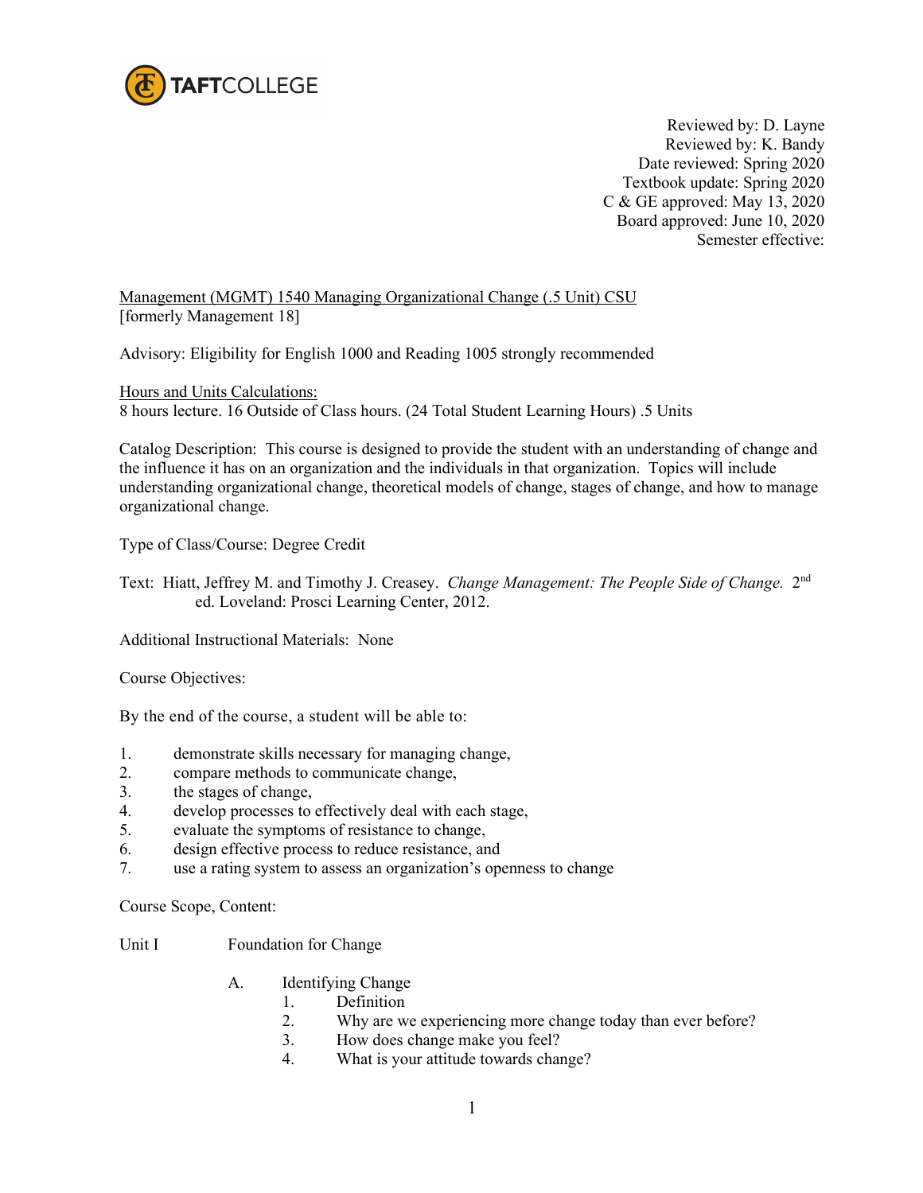TAFTCOLLEGE

Reviewed by: D. Layne
Reviewed by: K. Bandy
Date reviewed: Spring 2020
Textbook update: Spring 2020
C & GE approved: May 13, 2020
Board approved: June 10, 2020
Semester effective:

Management (MGMT) 1540 Managing Organizational Change (.5 Unit) CSU
[formerly Management 18]

Advisory: Eligibility for English 1000 and Reading 1005 strongly recommended

Hours and Units Calculations:
8 hours lecture. 16 Outside of Class hours. (24 Total Student Learning Hours) .5 Units

Catalog Description: This course is designed to provide the student with an understanding of change and the influence it has on an organization and the individuals in that organization. Topics will include understanding organizational change, theoretical models of change, stages of change, and how to manage organizational change.

Type of Class/Course: Degree Credit

Text: Hiatt, Jeffrey M. and Timothy J. Creasey. *Change Management: The People Side of Change.* 2nd ed. Loveland: Prosci Learning Center, 2012.

Additional Instructional Materials: None

Course Objectives:

By the end of the course, a student will be able to:

1. demonstrate skills necessary for managing change,
2. compare methods to communicate change,
3. the stages of change,
4. develop processes to effectively deal with each stage,
5. evaluate the symptoms of resistance to change,
6. design effective process to reduce resistance, and
7. use a rating system to assess an organization's openness to change

Course Scope, Content:

Unit I Foundation for Change

- A. Identifying Change
  1. Definition
  2. Why are we experiencing more change today than ever before?
  3. How does change make you feel?
  4. What is your attitude towards change?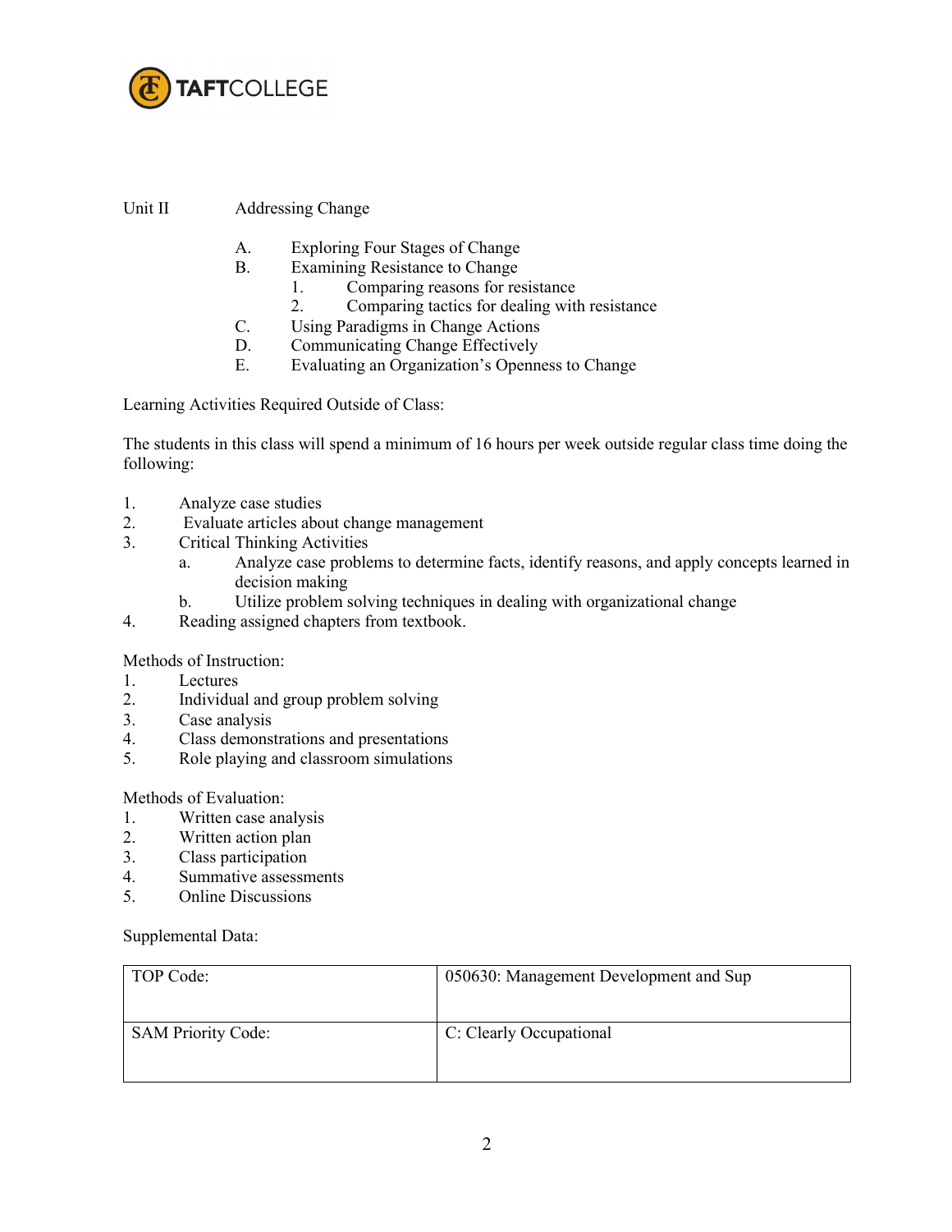Unit II Addressing Change

A. Exploring Four Stages of Change
B. Examining Resistance to Change
    1. Comparing reasons for resistance
    2. Comparing tactics for dealing with resistance
C. Using Paradigms in Change Actions
D. Communicating Change Effectively
E. Evaluating an Organization's Openness to Change

Learning Activities Required Outside of Class:

The students in this class will spend a minimum of 16 hours per week outside regular class time doing the following:

1. Analyze case studies
2. Evaluate articles about change management
3. Critical Thinking Activities
    a. Analyze case problems to determine facts, identify reasons, and apply concepts learned in decision making
    b. Utilize problem solving techniques in dealing with organizational change
4. Reading assigned chapters from textbook.

Methods of Instruction:

1. Lectures
2. Individual and group problem solving
3. Case analysis
4. Class demonstrations and presentations
5. Role playing and classroom simulations

Methods of Evaluation:

1. Written case analysis
2. Written action plan
3. Class participation
4. Summative assessments
5. Online Discussions

Supplemental Data:

| | |
|---|---|
| TOP Code: | 050630: Management Development and Sup |
| SAM Priority Code: | C: Clearly Occupational |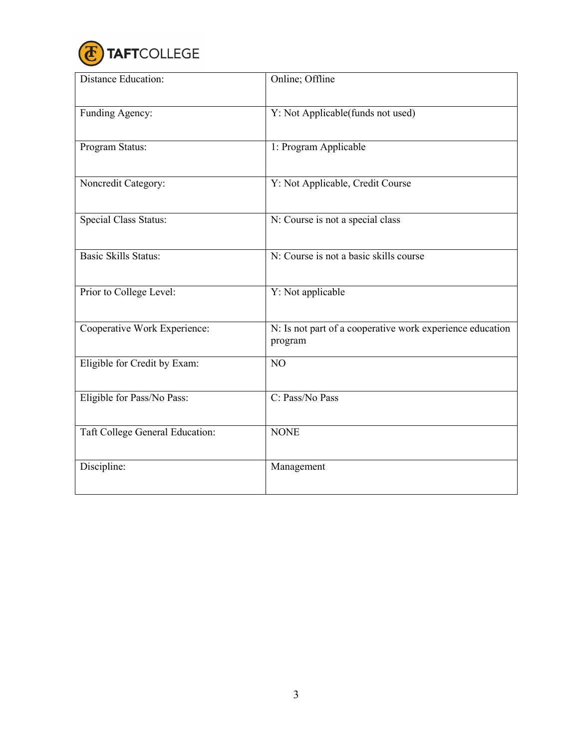| | |
|---|---|
| Distance Education: | Online; Offline |
| Funding Agency: | Y: Not Applicable(funds not used) |
| Program Status: | 1: Program Applicable |
| Noncredit Category: | Y: Not Applicable, Credit Course |
| Special Class Status: | N: Course is not a special class |
| Basic Skills Status: | N: Course is not a basic skills course |
| Prior to College Level: | Y: Not applicable |
| Cooperative Work Experience: | N: Is not part of a cooperative work experience education program |
| Eligible for Credit by Exam: | NO |
| Eligible for Pass/No Pass: | C: Pass/No Pass |
| Taft College General Education: | NONE |
| Discipline: | Management |